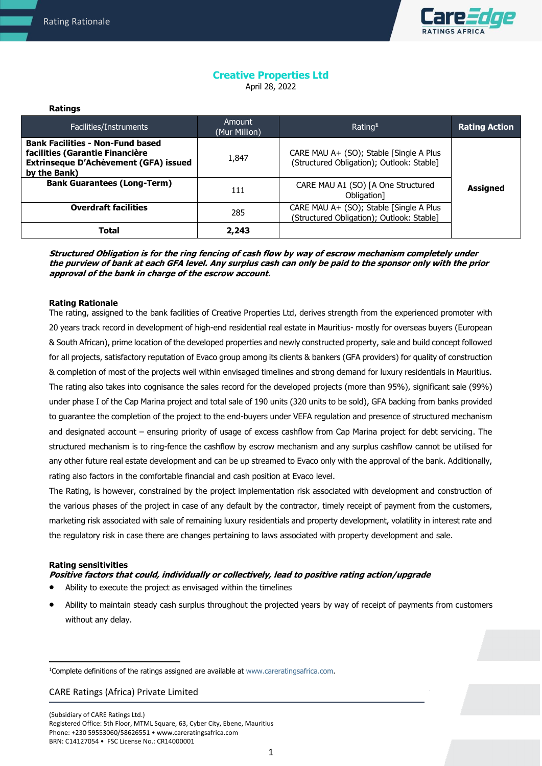# Creative Properties Ltd

April 28, 2022

**Ratings**

| Facilities/Instruments | Amount (Mur Million) | Rating[1] | Rating Action |
|---|---|---|---|
| **Bank Facilities - Non-Fund based facilities (Garantie Financière Extrinseque D'Achèvement (GFA) issued by the Bank)** | 1,847 | CARE MAU A+ (SO); Stable [Single A Plus (Structured Obligation); Outlook: Stable] | **Assigned** |
| **Bank Guarantees (Long-Term)** | 111 | CARE MAU A1 (SO) [A One Structured Obligation] | |
| **Overdraft facilities** | 285 | CARE MAU A+ (SO); Stable [Single A Plus (Structured Obligation); Outlook: Stable] | |
| **Total** | **2,243** | | |

***Structured Obligation is for the ring fencing of cash flow by way of escrow mechanism completely under the purview of bank at each GFA level. Any surplus cash can only be paid to the sponsor only with the prior approval of the bank in charge of the escrow account.***

**Rating Rationale**

The rating, assigned to the bank facilities of Creative Properties Ltd, derives strength from the experienced promoter with 20 years track record in development of high-end residential real estate in Mauritius- mostly for overseas buyers (European & South African), prime location of the developed properties and newly constructed property, sale and build concept followed for all projects, satisfactory reputation of Evaco group among its clients & bankers (GFA providers) for quality of construction & completion of most of the projects well within envisaged timelines and strong demand for luxury residentials in Mauritius. The rating also takes into cognisance the sales record for the developed projects (more than 95%), significant sale (99%) under phase I of the Cap Marina project and total sale of 190 units (320 units to be sold), GFA backing from banks provided to guarantee the completion of the project to the end-buyers under VEFA regulation and presence of structured mechanism and designated account – ensuring priority of usage of excess cashflow from Cap Marina project for debt servicing. The structured mechanism is to ring-fence the cashflow by escrow mechanism and any surplus cashflow cannot be utilised for any other future real estate development and can be up streamed to Evaco only with the approval of the bank. Additionally, rating also factors in the comfortable financial and cash position at Evaco level.

The Rating, is however, constrained by the project implementation risk associated with development and construction of the various phases of the project in case of any default by the contractor, timely receipt of payment from the customers, marketing risk associated with sale of remaining luxury residentials and property development, volatility in interest rate and the regulatory risk in case there are changes pertaining to laws associated with property development and sale.

**Rating sensitivities**

***Positive factors that could, individually or collectively, lead to positive rating action/upgrade***

- Ability to execute the project as envisaged within the timelines
- Ability to maintain steady cash surplus throughout the projected years by way of receipt of payments from customers without any delay.

[1]Complete definitions of the ratings assigned are available at www.careratingsafrica.com.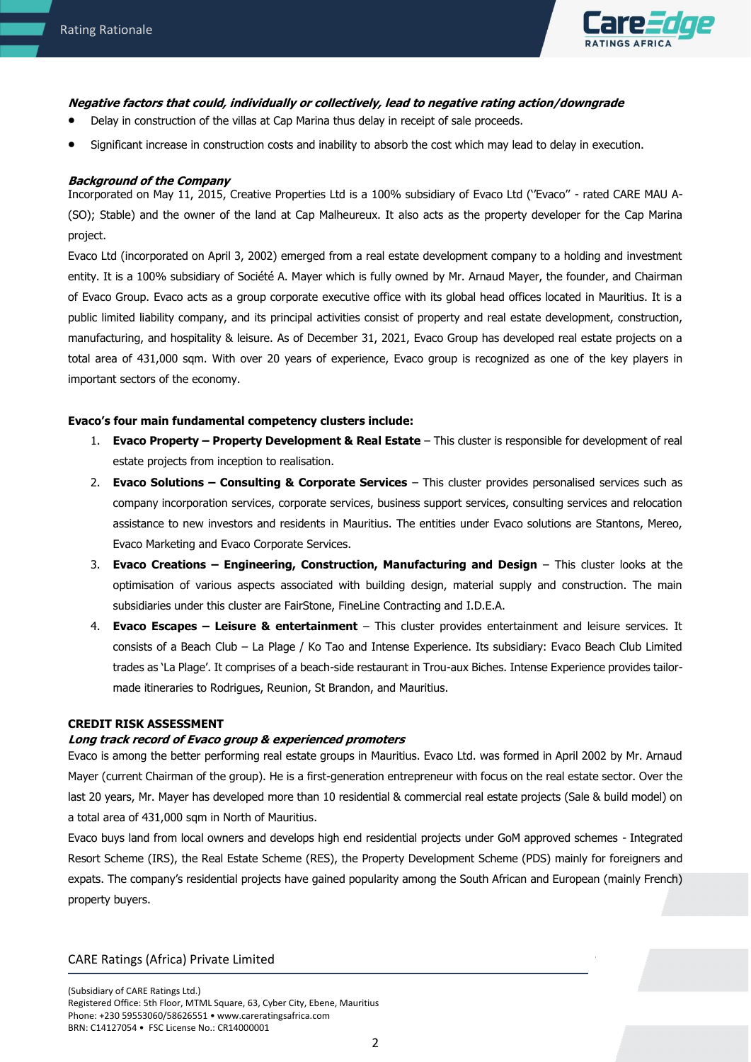***Negative factors that could, individually or collectively, lead to negative rating action/downgrade***

- Delay in construction of the villas at Cap Marina thus delay in receipt of sale proceeds.
- Significant increase in construction costs and inability to absorb the cost which may lead to delay in execution.

***Background of the Company***

Incorporated on May 11, 2015, Creative Properties Ltd is a 100% subsidiary of Evaco Ltd ('Evaco" - rated CARE MAU A-(SO); Stable) and the owner of the land at Cap Malheureux. It also acts as the property developer for the Cap Marina project.

Evaco Ltd (incorporated on April 3, 2002) emerged from a real estate development company to a holding and investment entity. It is a 100% subsidiary of Société A. Mayer which is fully owned by Mr. Arnaud Mayer, the founder, and Chairman of Evaco Group. Evaco acts as a group corporate executive office with its global head offices located in Mauritius. It is a public limited liability company, and its principal activities consist of property and real estate development, construction, manufacturing, and hospitality & leisure. As of December 31, 2021, Evaco Group has developed real estate projects on a total area of 431,000 sqm. With over 20 years of experience, Evaco group is recognized as one of the key players in important sectors of the economy.

**Evaco's four main fundamental competency clusters include:**

1. **Evaco Property – Property Development & Real Estate** – This cluster is responsible for development of real estate projects from inception to realisation.
2. **Evaco Solutions – Consulting & Corporate Services** – This cluster provides personalised services such as company incorporation services, corporate services, business support services, consulting services and relocation assistance to new investors and residents in Mauritius. The entities under Evaco solutions are Stantons, Mereo, Evaco Marketing and Evaco Corporate Services.
3. **Evaco Creations – Engineering, Construction, Manufacturing and Design** – This cluster looks at the optimisation of various aspects associated with building design, material supply and construction. The main subsidiaries under this cluster are FairStone, FineLine Contracting and I.D.E.A.
4. **Evaco Escapes – Leisure & entertainment** – This cluster provides entertainment and leisure services. It consists of a Beach Club – La Plage / Ko Tao and Intense Experience. Its subsidiary: Evaco Beach Club Limited trades as 'La Plage'. It comprises of a beach-side restaurant in Trou-aux Biches. Intense Experience provides tailor-made itineraries to Rodrigues, Reunion, St Brandon, and Mauritius.

**CREDIT RISK ASSESSMENT**

***Long track record of Evaco group & experienced promoters***

Evaco is among the better performing real estate groups in Mauritius. Evaco Ltd. was formed in April 2002 by Mr. Arnaud Mayer (current Chairman of the group). He is a first-generation entrepreneur with focus on the real estate sector. Over the last 20 years, Mr. Mayer has developed more than 10 residential & commercial real estate projects (Sale & build model) on a total area of 431,000 sqm in North of Mauritius.

Evaco buys land from local owners and develops high end residential projects under GoM approved schemes - Integrated Resort Scheme (IRS), the Real Estate Scheme (RES), the Property Development Scheme (PDS) mainly for foreigners and expats. The company's residential projects have gained popularity among the South African and European (mainly French) property buyers.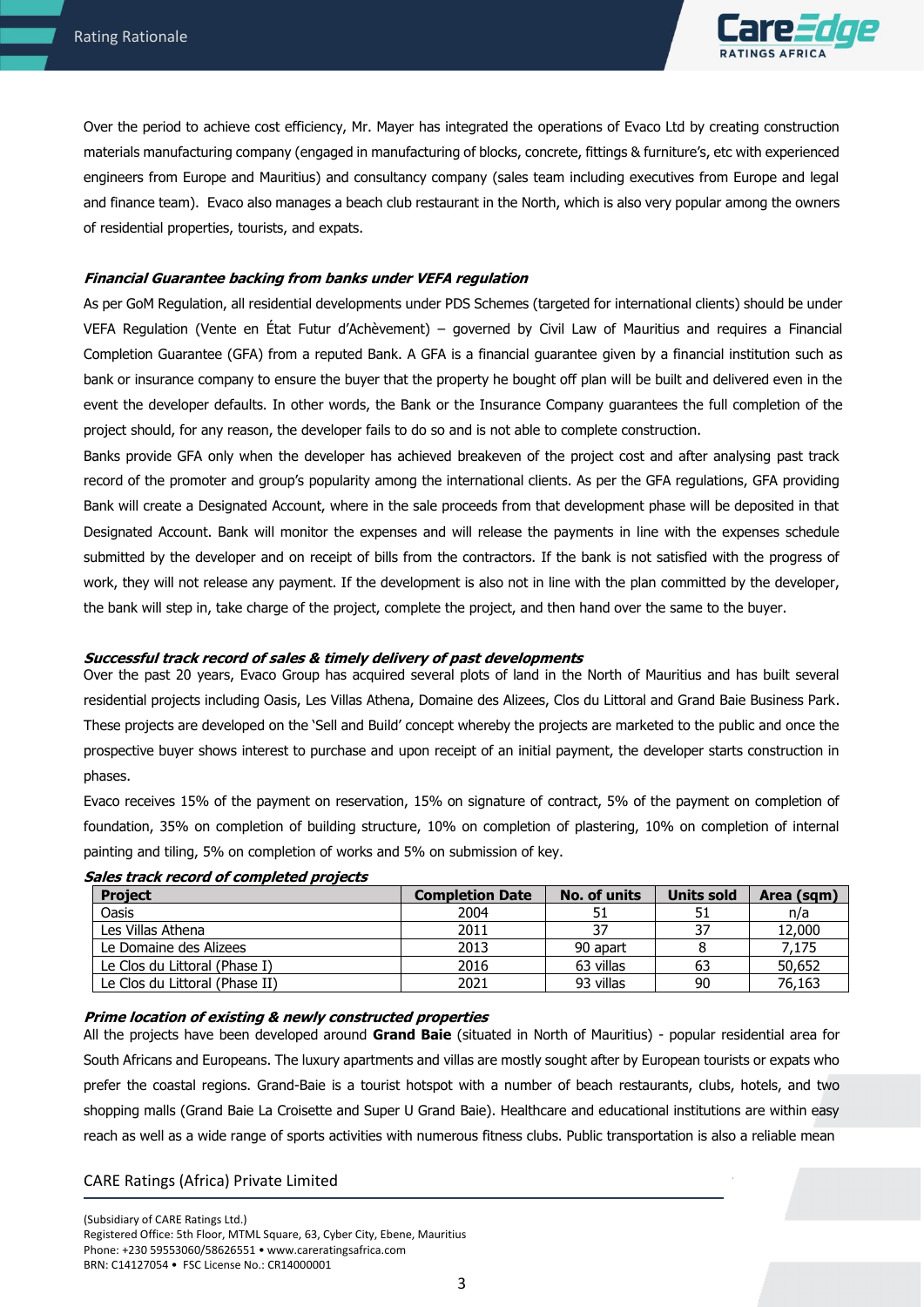Over the period to achieve cost efficiency, Mr. Mayer has integrated the operations of Evaco Ltd by creating construction materials manufacturing company (engaged in manufacturing of blocks, concrete, fittings & furniture's, etc with experienced engineers from Europe and Mauritius) and consultancy company (sales team including executives from Europe and legal and finance team). Evaco also manages a beach club restaurant in the North, which is also very popular among the owners of residential properties, tourists, and expats.

***Financial Guarantee backing from banks under VEFA regulation***

As per GoM Regulation, all residential developments under PDS Schemes (targeted for international clients) should be under VEFA Regulation (Vente en État Futur d'Achèvement) – governed by Civil Law of Mauritius and requires a Financial Completion Guarantee (GFA) from a reputed Bank. A GFA is a financial guarantee given by a financial institution such as bank or insurance company to ensure the buyer that the property he bought off plan will be built and delivered even in the event the developer defaults. In other words, the Bank or the Insurance Company guarantees the full completion of the project should, for any reason, the developer fails to do so and is not able to complete construction.

Banks provide GFA only when the developer has achieved breakeven of the project cost and after analysing past track record of the promoter and group's popularity among the international clients. As per the GFA regulations, GFA providing Bank will create a Designated Account, where in the sale proceeds from that development phase will be deposited in that Designated Account. Bank will monitor the expenses and will release the payments in line with the expenses schedule submitted by the developer and on receipt of bills from the contractors. If the bank is not satisfied with the progress of work, they will not release any payment. If the development is also not in line with the plan committed by the developer, the bank will step in, take charge of the project, complete the project, and then hand over the same to the buyer.

***Successful track record of sales & timely delivery of past developments***

Over the past 20 years, Evaco Group has acquired several plots of land in the North of Mauritius and has built several residential projects including Oasis, Les Villas Athena, Domaine des Alizees, Clos du Littoral and Grand Baie Business Park. These projects are developed on the 'Sell and Build' concept whereby the projects are marketed to the public and once the prospective buyer shows interest to purchase and upon receipt of an initial payment, the developer starts construction in phases.

Evaco receives 15% of the payment on reservation, 15% on signature of contract, 5% of the payment on completion of foundation, 35% on completion of building structure, 10% on completion of plastering, 10% on completion of internal painting and tiling, 5% on completion of works and 5% on submission of key.

***Sales track record of completed projects***

| Project | Completion Date | No. of units | Units sold | Area (sqm) |
|---|---|---|---|---|
| Oasis | 2004 | 51 | 51 | n/a |
| Les Villas Athena | 2011 | 37 | 37 | 12,000 |
| Le Domaine des Alizees | 2013 | 90 apart | 8 | 7,175 |
| Le Clos du Littoral (Phase I) | 2016 | 63 villas | 63 | 50,652 |
| Le Clos du Littoral (Phase II) | 2021 | 93 villas | 90 | 76,163 |

***Prime location of existing & newly constructed properties***

All the projects have been developed around **Grand Baie** (situated in North of Mauritius) - popular residential area for South Africans and Europeans. The luxury apartments and villas are mostly sought after by European tourists or expats who prefer the coastal regions. Grand-Baie is a tourist hotspot with a number of beach restaurants, clubs, hotels, and two shopping malls (Grand Baie La Croisette and Super U Grand Baie). Healthcare and educational institutions are within easy reach as well as a wide range of sports activities with numerous fitness clubs. Public transportation is also a reliable mean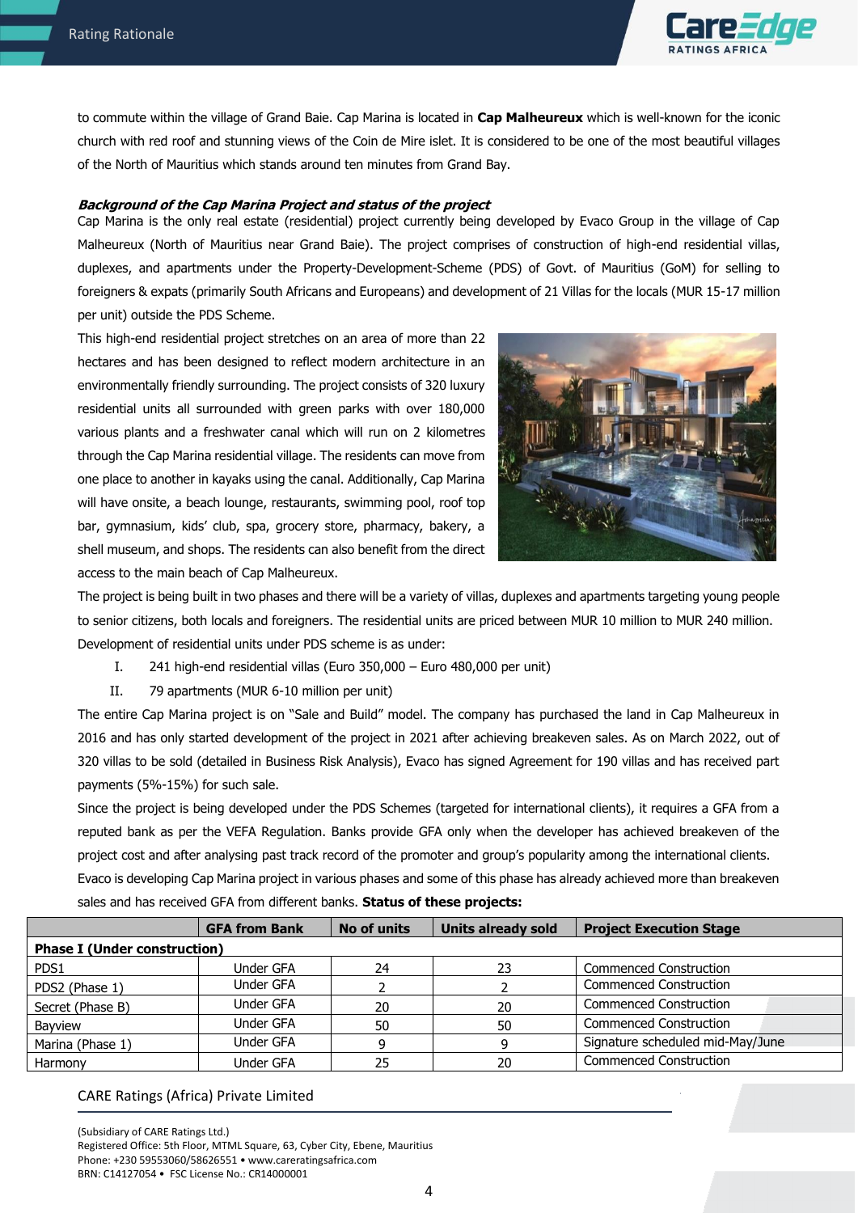to commute within the village of Grand Baie. Cap Marina is located in **Cap Malheureux** which is well-known for the iconic church with red roof and stunning views of the Coin de Mire islet. It is considered to be one of the most beautiful villages of the North of Mauritius which stands around ten minutes from Grand Bay.

***Background of the Cap Marina Project and status of the project***

Cap Marina is the only real estate (residential) project currently being developed by Evaco Group in the village of Cap Malheureux (North of Mauritius near Grand Baie). The project comprises of construction of high-end residential villas, duplexes, and apartments under the Property-Development-Scheme (PDS) of Govt. of Mauritius (GoM) for selling to foreigners & expats (primarily South Africans and Europeans) and development of 21 Villas for the locals (MUR 15-17 million per unit) outside the PDS Scheme.

This high-end residential project stretches on an area of more than 22 hectares and has been designed to reflect modern architecture in an environmentally friendly surrounding. The project consists of 320 luxury residential units all surrounded with green parks with over 180,000 various plants and a freshwater canal which will run on 2 kilometres through the Cap Marina residential village. The residents can move from one place to another in kayaks using the canal. Additionally, Cap Marina will have onsite, a beach lounge, restaurants, swimming pool, roof top bar, gymnasium, kids' club, spa, grocery store, pharmacy, bakery, a shell museum, and shops. The residents can also benefit from the direct access to the main beach of Cap Malheureux.

The project is being built in two phases and there will be a variety of villas, duplexes and apartments targeting young people to senior citizens, both locals and foreigners. The residential units are priced between MUR 10 million to MUR 240 million. Development of residential units under PDS scheme is as under:

I. 241 high-end residential villas (Euro 350,000 – Euro 480,000 per unit)
II. 79 apartments (MUR 6-10 million per unit)

The entire Cap Marina project is on "Sale and Build" model. The company has purchased the land in Cap Malheureux in 2016 and has only started development of the project in 2021 after achieving breakeven sales. As on March 2022, out of 320 villas to be sold (detailed in Business Risk Analysis), Evaco has signed Agreement for 190 villas and has received part payments (5%-15%) for such sale.

Since the project is being developed under the PDS Schemes (targeted for international clients), it requires a GFA from a reputed bank as per the VEFA Regulation. Banks provide GFA only when the developer has achieved breakeven of the project cost and after analysing past track record of the promoter and group's popularity among the international clients.

Evaco is developing Cap Marina project in various phases and some of this phase has already achieved more than breakeven sales and has received GFA from different banks. **Status of these projects:**

| | GFA from Bank | No of units | Units already sold | Project Execution Stage |
|---|---|---|---|---|
| **Phase I (Under construction)** | | | | |
| PDS1 | Under GFA | 24 | 23 | Commenced Construction |
| PDS2 (Phase 1) | Under GFA | 2 | 2 | Commenced Construction |
| Secret (Phase B) | Under GFA | 20 | 20 | Commenced Construction |
| Bayview | Under GFA | 50 | 50 | Commenced Construction |
| Marina (Phase 1) | Under GFA | 9 | 9 | Signature scheduled mid-May/June |
| Harmony | Under GFA | 25 | 20 | Commenced Construction |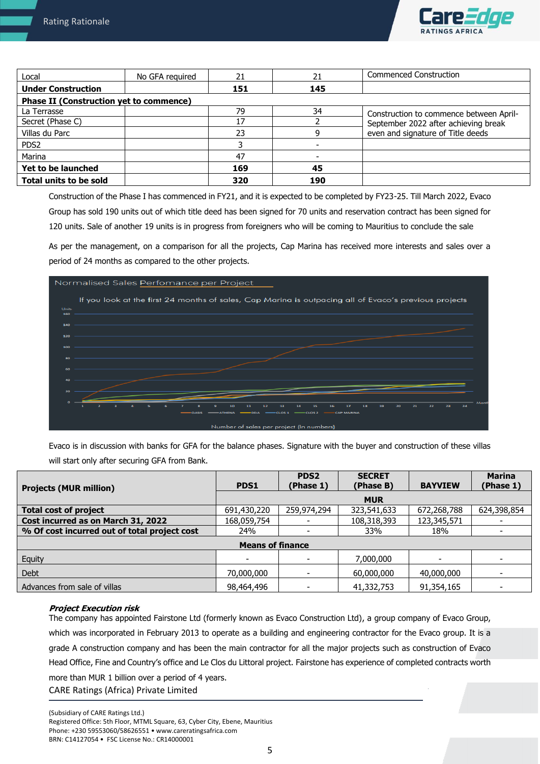| Local | No GFA required | 21 | 21 | Commenced Construction |
|---|---|---|---|---|
| **Under Construction** | | **151** | **145** | |
| **Phase II (Construction yet to commence)** | | | | |
| La Terrasse | | 79 | 34 | Construction to commence between April-September 2022 after achieving break even and signature of Title deeds |
| Secret (Phase C) | | 17 | 2 | |
| Villas du Parc | | 23 | 9 | |
| PDS2 | | 3 | - | |
| Marina | | 47 | - | |
| **Yet to be launched** | | **169** | **45** | |
| **Total units to be sold** | | **320** | **190** | |

Construction of the Phase I has commenced in FY21, and it is expected to be completed by FY23-25. Till March 2022, Evaco Group has sold 190 units out of which title deed has been signed for 70 units and reservation contract has been signed for 120 units. Sale of another 19 units is in progress from foreigners who will be coming to Mauritius to conclude the sale

As per the management, on a comparison for all the projects, Cap Marina has received more interests and sales over a period of 24 months as compared to the other projects.

Normalised Sales Perfomance per Project

If you look at the first 24 months of sales, Cap Marina is outpacing all of Evaco's previous projects

Number of sales per project (In numbers)

Evaco is in discussion with banks for GFA for the balance phases. Signature with the buyer and construction of these villas will start only after securing GFA from Bank.

| Projects (MUR million) | PDS1 | PDS2 (Phase 1) | SECRET (Phase B) | BAYVIEW | Marina (Phase 1) |
|---|---|---|---|---|---|
| | MUR | | | | |
| **Total cost of project** | 691,430,220 | 259,974,294 | 323,541,633 | 672,268,788 | 624,398,854 |
| **Cost incurred as on March 31, 2022** | 168,059,754 | - | 108,318,393 | 123,345,571 | - |
| **% Of cost incurred out of total project cost** | 24% | - | 33% | 18% | - |
| **Means of finance** | | | | | |
| Equity | - | - | 7,000,000 | - | - |
| Debt | 70,000,000 | - | 60,000,000 | 40,000,000 | - |
| Advances from sale of villas | 98,464,496 | - | 41,332,753 | 91,354,165 | - |

***Project Execution risk***

The company has appointed Fairstone Ltd (formerly known as Evaco Construction Ltd), a group company of Evaco Group, which was incorporated in February 2013 to operate as a building and engineering contractor for the Evaco group. It is a grade A construction company and has been the main contractor for all the major projects such as construction of Evaco Head Office, Fine and Country's office and Le Clos du Littoral project. Fairstone has experience of completed contracts worth more than MUR 1 billion over a period of 4 years.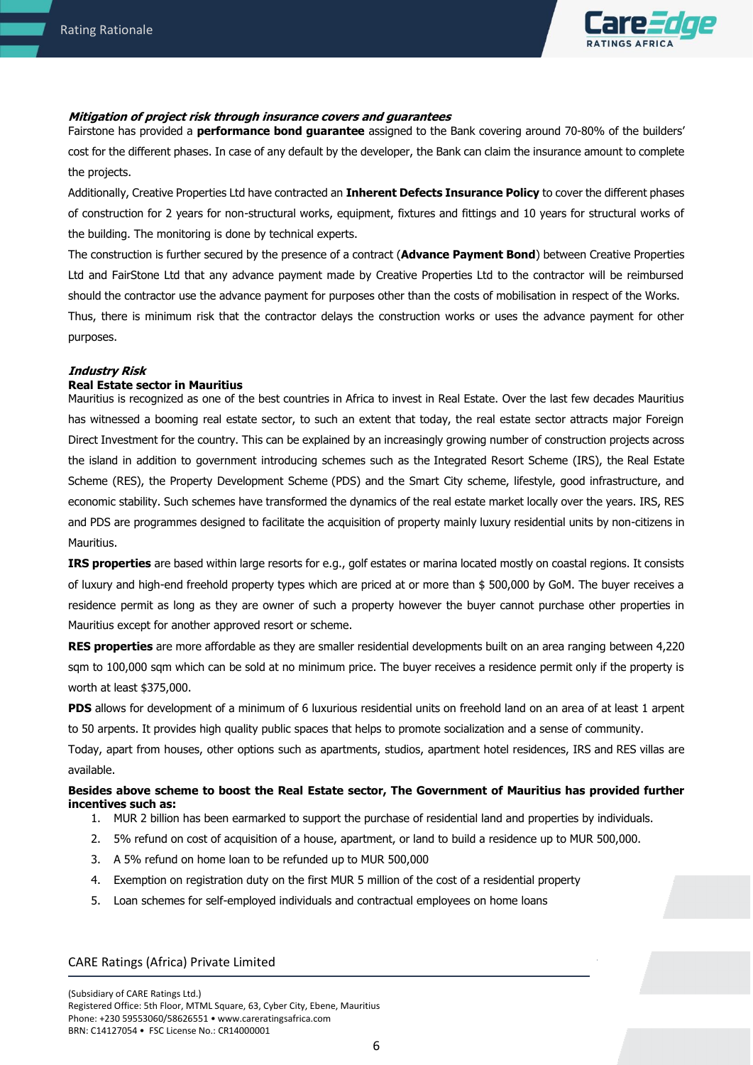***Mitigation of project risk through insurance covers and guarantees***

Fairstone has provided a **performance bond guarantee** assigned to the Bank covering around 70-80% of the builders' cost for the different phases. In case of any default by the developer, the Bank can claim the insurance amount to complete the projects.

Additionally, Creative Properties Ltd have contracted an **Inherent Defects Insurance Policy** to cover the different phases of construction for 2 years for non-structural works, equipment, fixtures and fittings and 10 years for structural works of the building. The monitoring is done by technical experts.

The construction is further secured by the presence of a contract (**Advance Payment Bond**) between Creative Properties Ltd and FairStone Ltd that any advance payment made by Creative Properties Ltd to the contractor will be reimbursed should the contractor use the advance payment for purposes other than the costs of mobilisation in respect of the Works.

Thus, there is minimum risk that the contractor delays the construction works or uses the advance payment for other purposes.

***Industry Risk***

**Real Estate sector in Mauritius**

Mauritius is recognized as one of the best countries in Africa to invest in Real Estate. Over the last few decades Mauritius has witnessed a booming real estate sector, to such an extent that today, the real estate sector attracts major Foreign Direct Investment for the country. This can be explained by an increasingly growing number of construction projects across the island in addition to government introducing schemes such as the Integrated Resort Scheme (IRS), the Real Estate Scheme (RES), the Property Development Scheme (PDS) and the Smart City scheme, lifestyle, good infrastructure, and economic stability. Such schemes have transformed the dynamics of the real estate market locally over the years. IRS, RES and PDS are programmes designed to facilitate the acquisition of property mainly luxury residential units by non-citizens in Mauritius.

**IRS properties** are based within large resorts for e.g., golf estates or marina located mostly on coastal regions. It consists of luxury and high-end freehold property types which are priced at or more than $ 500,000 by GoM. The buyer receives a residence permit as long as they are owner of such a property however the buyer cannot purchase other properties in Mauritius except for another approved resort or scheme.

**RES properties** are more affordable as they are smaller residential developments built on an area ranging between 4,220 sqm to 100,000 sqm which can be sold at no minimum price. The buyer receives a residence permit only if the property is worth at least $375,000.

**PDS** allows for development of a minimum of 6 luxurious residential units on freehold land on an area of at least 1 arpent to 50 arpents. It provides high quality public spaces that helps to promote socialization and a sense of community.

Today, apart from houses, other options such as apartments, studios, apartment hotel residences, IRS and RES villas are available.

**Besides above scheme to boost the Real Estate sector, The Government of Mauritius has provided further incentives such as:**

1. MUR 2 billion has been earmarked to support the purchase of residential land and properties by individuals.
2. 5% refund on cost of acquisition of a house, apartment, or land to build a residence up to MUR 500,000.
3. A 5% refund on home loan to be refunded up to MUR 500,000
4. Exemption on registration duty on the first MUR 5 million of the cost of a residential property
5. Loan schemes for self-employed individuals and contractual employees on home loans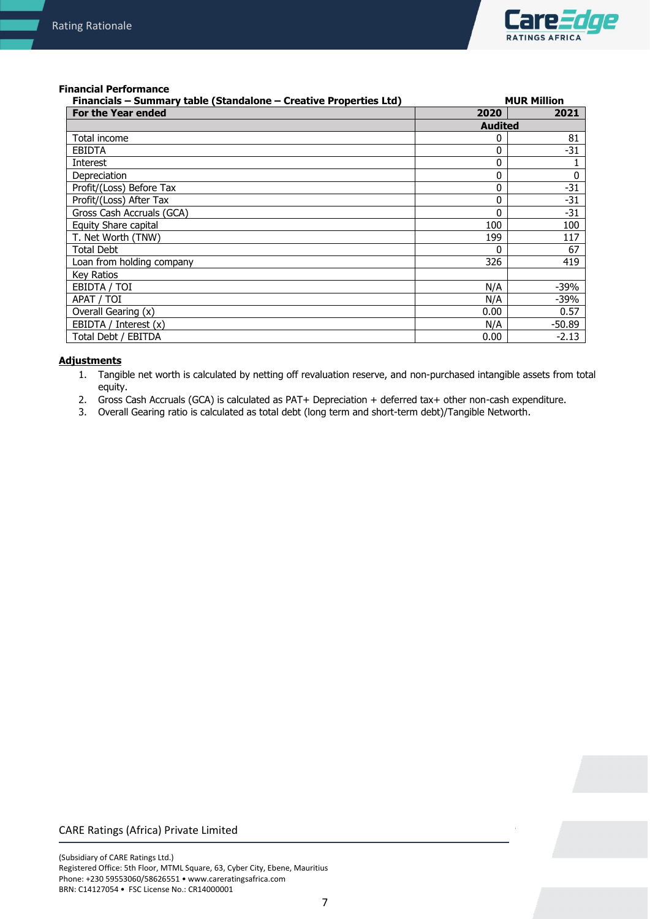**Financial Performance**

**Financials – Summary table (Standalone – Creative Properties Ltd)** **MUR Million**

| For the Year ended | 2020 | 2021 |
|---|---|---|
| | **Audited** | |
| Total income | 0 | 81 |
| EBIDTA | 0 | -31 |
| Interest | 0 | 1 |
| Depreciation | 0 | 0 |
| Profit/(Loss) Before Tax | 0 | -31 |
| Profit/(Loss) After Tax | 0 | -31 |
| Gross Cash Accruals (GCA) | 0 | -31 |
| Equity Share capital | 100 | 100 |
| T. Net Worth (TNW) | 199 | 117 |
| Total Debt | 0 | 67 |
| Loan from holding company | 326 | 419 |
| Key Ratios | | |
| EBIDTA / TOI | N/A | -39% |
| APAT / TOI | N/A | -39% |
| Overall Gearing (x) | 0.00 | 0.57 |
| EBIDTA / Interest (x) | N/A | -50.89 |
| Total Debt / EBITDA | 0.00 | -2.13 |

**Adjustments**

1. Tangible net worth is calculated by netting off revaluation reserve, and non-purchased intangible assets from total equity.
2. Gross Cash Accruals (GCA) is calculated as PAT+ Depreciation + deferred tax+ other non-cash expenditure.
3. Overall Gearing ratio is calculated as total debt (long term and short-term debt)/Tangible Networth.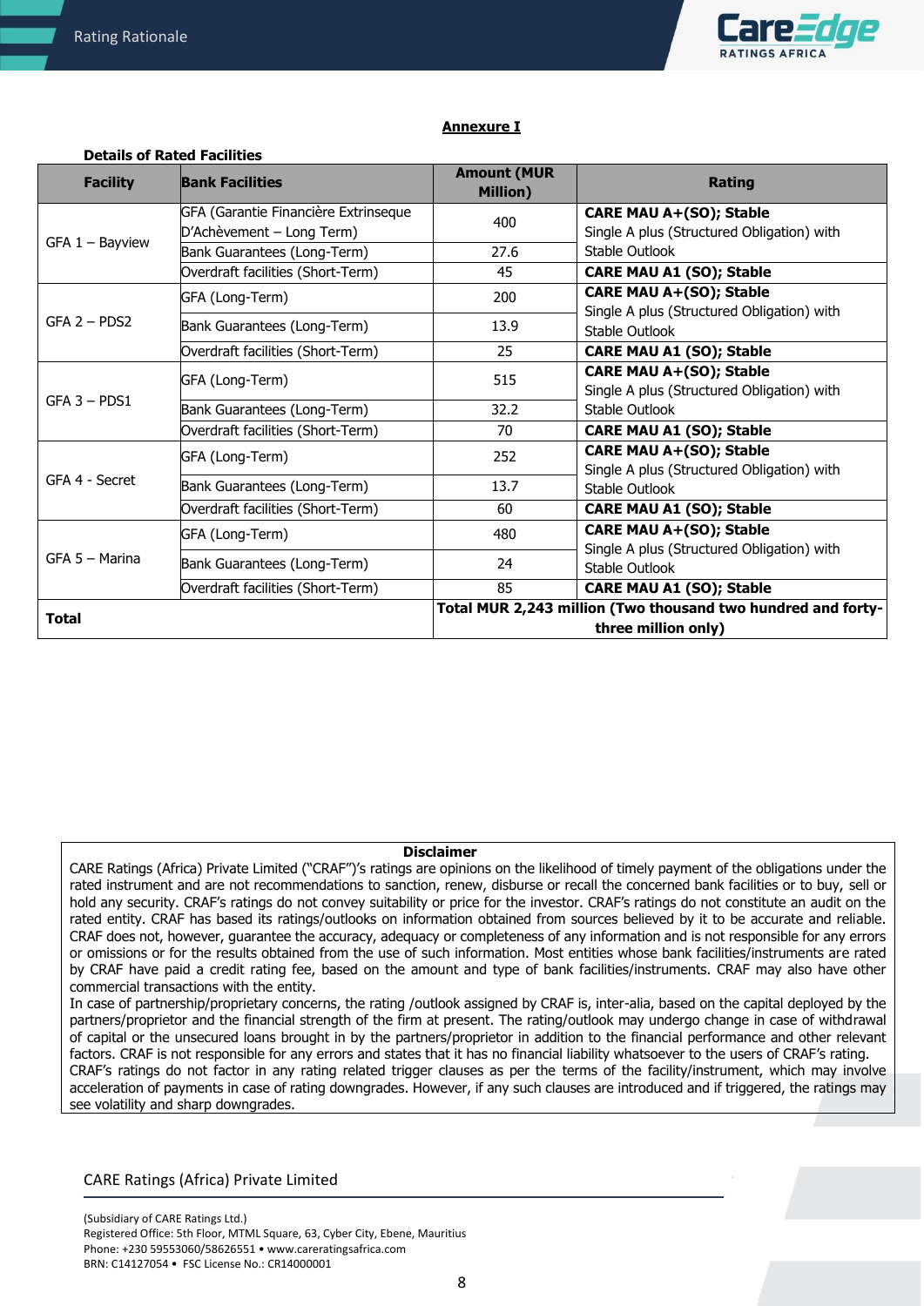**Annexure I**

**Details of Rated Facilities**

| Facility | Bank Facilities | Amount (MUR Million) | Rating |
|---|---|---|---|
| GFA 1 – Bayview | GFA (Garantie Financière Extrinseque D'Achèvement – Long Term) | 400 | **CARE MAU A+(SO); Stable** Single A plus (Structured Obligation) with Stable Outlook |
| | Bank Guarantees (Long-Term) | 27.6 | |
| | Overdraft facilities (Short-Term) | 45 | **CARE MAU A1 (SO); Stable** |
| GFA 2 – PDS2 | GFA (Long-Term) | 200 | **CARE MAU A+(SO); Stable** Single A plus (Structured Obligation) with Stable Outlook |
| | Bank Guarantees (Long-Term) | 13.9 | |
| | Overdraft facilities (Short-Term) | 25 | **CARE MAU A1 (SO); Stable** |
| GFA 3 – PDS1 | GFA (Long-Term) | 515 | **CARE MAU A+(SO); Stable** Single A plus (Structured Obligation) with Stable Outlook |
| | Bank Guarantees (Long-Term) | 32.2 | |
| | Overdraft facilities (Short-Term) | 70 | **CARE MAU A1 (SO); Stable** |
| GFA 4 - Secret | GFA (Long-Term) | 252 | **CARE MAU A+(SO); Stable** Single A plus (Structured Obligation) with Stable Outlook |
| | Bank Guarantees (Long-Term) | 13.7 | |
| | Overdraft facilities (Short-Term) | 60 | **CARE MAU A1 (SO); Stable** |
| GFA 5 – Marina | GFA (Long-Term) | 480 | **CARE MAU A+(SO); Stable** Single A plus (Structured Obligation) with Stable Outlook |
| | Bank Guarantees (Long-Term) | 24 | |
| | Overdraft facilities (Short-Term) | 85 | **CARE MAU A1 (SO); Stable** |
| **Total** | | **Total MUR 2,243 million (Two thousand two hundred and forty-three million only)** | |

**Disclaimer**

CARE Ratings (Africa) Private Limited ("CRAF")'s ratings are opinions on the likelihood of timely payment of the obligations under the rated instrument and are not recommendations to sanction, renew, disburse or recall the concerned bank facilities or to buy, sell or hold any security. CRAF's ratings do not convey suitability or price for the investor. CRAF's ratings do not constitute an audit on the rated entity. CRAF has based its ratings/outlooks on information obtained from sources believed by it to be accurate and reliable. CRAF does not, however, guarantee the accuracy, adequacy or completeness of any information and is not responsible for any errors or omissions or for the results obtained from the use of such information. Most entities whose bank facilities/instruments are rated by CRAF have paid a credit rating fee, based on the amount and type of bank facilities/instruments. CRAF may also have other commercial transactions with the entity.
In case of partnership/proprietary concerns, the rating /outlook assigned by CRAF is, inter-alia, based on the capital deployed by the partners/proprietor and the financial strength of the firm at present. The rating/outlook may undergo change in case of withdrawal of capital or the unsecured loans brought in by the partners/proprietor in addition to the financial performance and other relevant factors. CRAF is not responsible for any errors and states that it has no financial liability whatsoever to the users of CRAF's rating.
CRAF's ratings do not factor in any rating related trigger clauses as per the terms of the facility/instrument, which may involve acceleration of payments in case of rating downgrades. However, if any such clauses are introduced and if triggered, the ratings may see volatility and sharp downgrades.